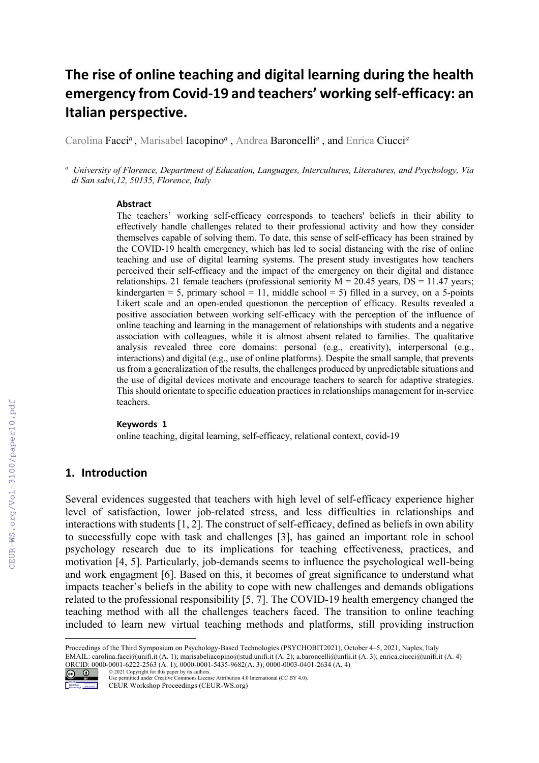# The rise of online teaching and digital learning during the health emergency from Covid-19 and teachers' working self-efficacy: an Italian perspective.

Carolina Facci[a], Marisabel Iacopino[a], Andrea Baroncelli[a], and Enrica Ciucci[a]

[a] *University of Florence, Department of Education, Languages, Intercultures, Literatures, and Psychology, Via di San salvi,12, 50135, Florence, Italy*

### Abstract

The teachers' working self-efficacy corresponds to teachers' beliefs in their ability to effectively handle challenges related to their professional activity and how they consider themselves capable of solving them. To date, this sense of self-efficacy has been strained by the COVID-19 health emergency, which has led to social distancing with the rise of online teaching and use of digital learning systems. The present study investigates how teachers perceived their self-efficacy and the impact of the emergency on their digital and distance relationships. 21 female teachers (professional seniority M = 20.45 years, DS = 11.47 years; kindergarten = 5, primary school = 11, middle school = 5) filled in a survey, on a 5-points Likert scale and an open-ended questionon the perception of efficacy. Results revealed a positive association between working self-efficacy with the perception of the influence of online teaching and learning in the management of relationships with students and a negative association with colleagues, while it is almost absent related to families. The qualitative analysis revealed three core domains: personal (e.g., creativity), interpersonal (e.g., interactions) and digital (e.g., use of online platforms). Despite the small sample, that prevents us from a generalization of the results, the challenges produced by unpredictable situations and the use of digital devices motivate and encourage teachers to search for adaptive strategies. This should orientate to specific education practices in relationships management for in-service teachers.

### Keywords 1

online teaching, digital learning, self-efficacy, relational context, covid-19

## 1. Introduction

Several evidences suggested that teachers with high level of self-efficacy experience higher level of satisfaction, lower job-related stress, and less difficulties in relationships and interactions with students [1, 2]. The construct of self-efficacy, defined as beliefs in own ability to successfully cope with task and challenges [3], has gained an important role in school psychology research due to its implications for teaching effectiveness, practices, and motivation [4, 5]. Particularly, job-demands seems to influence the psychological well-being and work engagment [6]. Based on this, it becomes of great significance to understand what impacts teacher's beliefs in the ability to cope with new challenges and demands obligations related to the professional responsibility [5, 7]. The COVID-19 health emergency changed the teaching method with all the challenges teachers faced. The transition to online teaching included to learn new virtual teaching methods and platforms, still providing instruction

---

Proccedings of the Third Symposium on Psychology-Based Technologies (PSYCHOBIT2021), October 4–5, 2021, Naples, Italy
EMAIL: carolina.facci@unifi.it (A. 1); marisabeliacopino@stud.unifi.it (A. 2); a.baroncelli@unfii.it (A. 3); enrica.ciucci@unifi.it (A. 4)
ORCID: 0000-0001-6222-2563 (A. 1); 0000-0001-5435-9682(A. 3); 0000-0003-0401-2634 (A. 4)
© 2021 Copyright for this paper by its authors.
Use permitted under Creative Commons License Attribution 4.0 International (CC BY 4.0).
CEUR Workshop Proceedings (CEUR-WS.org)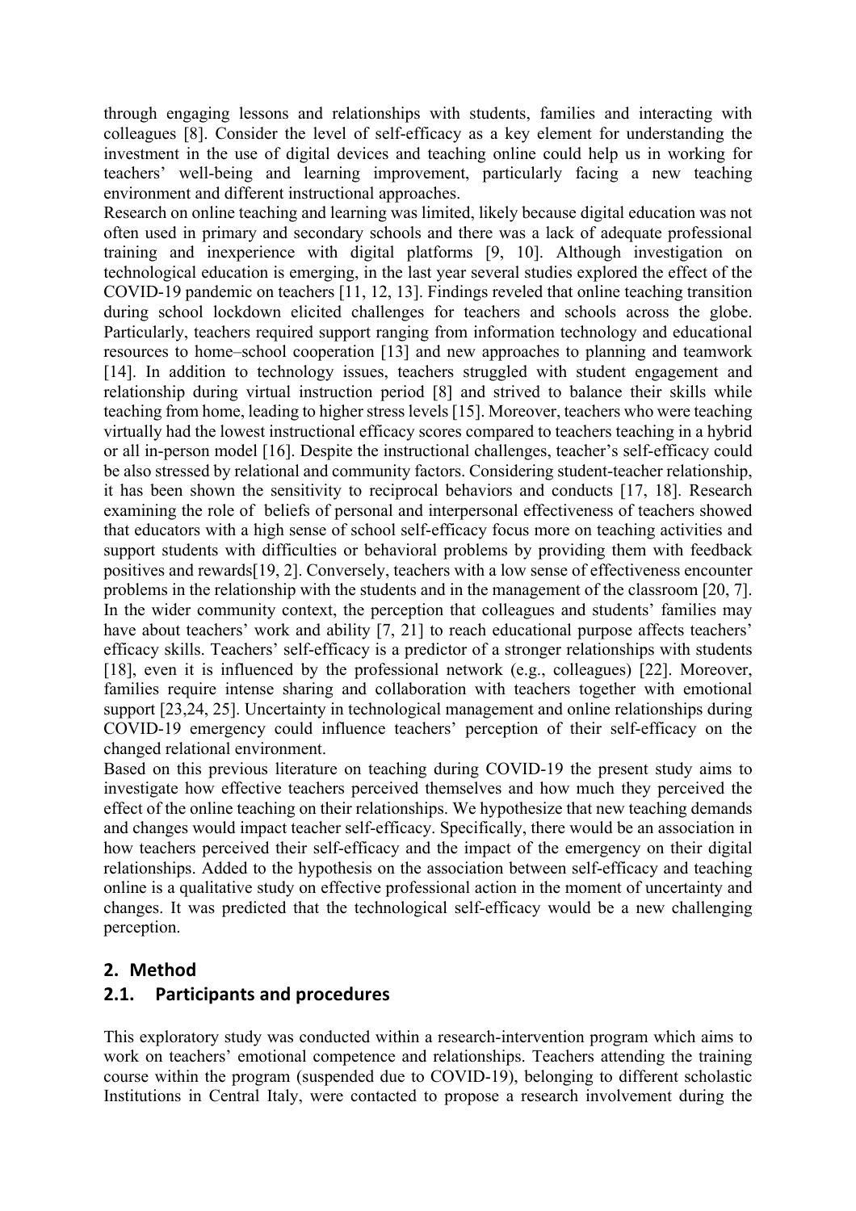through engaging lessons and relationships with students, families and interacting with colleagues [8]. Consider the level of self-efficacy as a key element for understanding the investment in the use of digital devices and teaching online could help us in working for teachers' well-being and learning improvement, particularly facing a new teaching environment and different instructional approaches.

Research on online teaching and learning was limited, likely because digital education was not often used in primary and secondary schools and there was a lack of adequate professional training and inexperience with digital platforms [9, 10]. Although investigation on technological education is emerging, in the last year several studies explored the effect of the COVID-19 pandemic on teachers [11, 12, 13]. Findings reveled that online teaching transition during school lockdown elicited challenges for teachers and schools across the globe. Particularly, teachers required support ranging from information technology and educational resources to home–school cooperation [13] and new approaches to planning and teamwork [14]. In addition to technology issues, teachers struggled with student engagement and relationship during virtual instruction period [8] and strived to balance their skills while teaching from home, leading to higher stress levels [15]. Moreover, teachers who were teaching virtually had the lowest instructional efficacy scores compared to teachers teaching in a hybrid or all in-person model [16]. Despite the instructional challenges, teacher's self-efficacy could be also stressed by relational and community factors. Considering student-teacher relationship, it has been shown the sensitivity to reciprocal behaviors and conducts [17, 18]. Research examining the role of beliefs of personal and interpersonal effectiveness of teachers showed that educators with a high sense of school self-efficacy focus more on teaching activities and support students with difficulties or behavioral problems by providing them with feedback positives and rewards[19, 2]. Conversely, teachers with a low sense of effectiveness encounter problems in the relationship with the students and in the management of the classroom [20, 7]. In the wider community context, the perception that colleagues and students' families may have about teachers' work and ability [7, 21] to reach educational purpose affects teachers' efficacy skills. Teachers' self-efficacy is a predictor of a stronger relationships with students [18], even it is influenced by the professional network (e.g., colleagues) [22]. Moreover, families require intense sharing and collaboration with teachers together with emotional support [23,24, 25]. Uncertainty in technological management and online relationships during COVID-19 emergency could influence teachers' perception of their self-efficacy on the changed relational environment.

Based on this previous literature on teaching during COVID-19 the present study aims to investigate how effective teachers perceived themselves and how much they perceived the effect of the online teaching on their relationships. We hypothesize that new teaching demands and changes would impact teacher self-efficacy. Specifically, there would be an association in how teachers perceived their self-efficacy and the impact of the emergency on their digital relationships. Added to the hypothesis on the association between self-efficacy and teaching online is a qualitative study on effective professional action in the moment of uncertainty and changes. It was predicted that the technological self-efficacy would be a new challenging perception.

## 2. Method

### 2.1. Participants and procedures

This exploratory study was conducted within a research-intervention program which aims to work on teachers' emotional competence and relationships. Teachers attending the training course within the program (suspended due to COVID-19), belonging to different scholastic Institutions in Central Italy, were contacted to propose a research involvement during the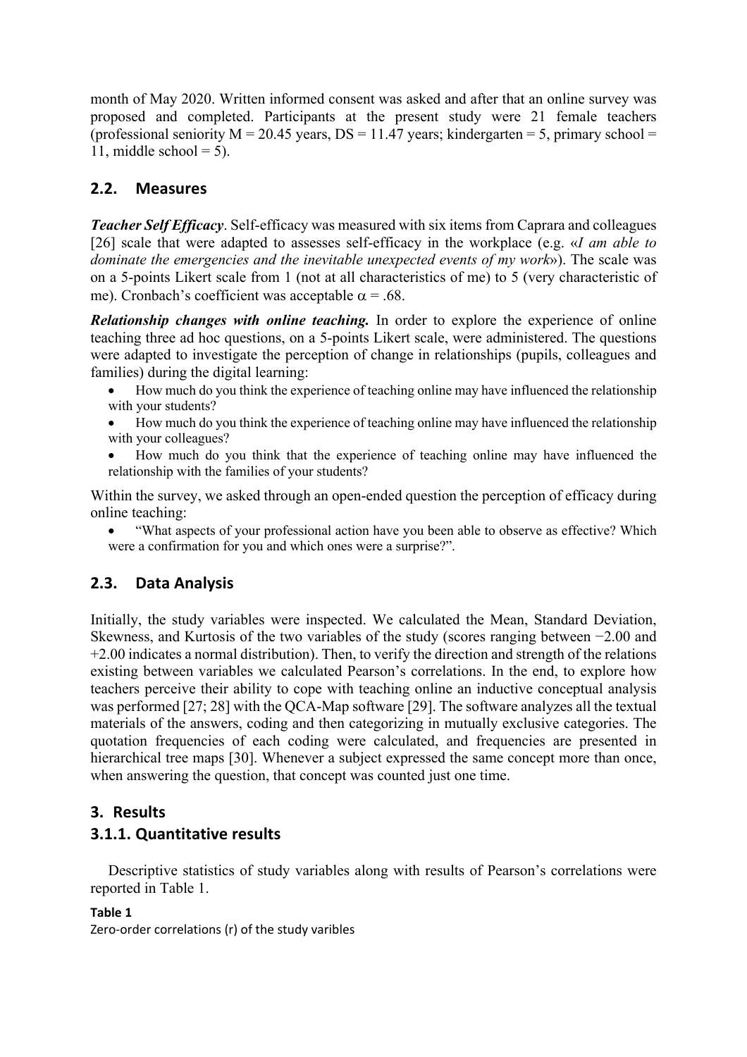month of May 2020. Written informed consent was asked and after that an online survey was proposed and completed. Participants at the present study were 21 female teachers (professional seniority M = 20.45 years, DS = 11.47 years; kindergarten = 5, primary school = 11, middle school = 5).

## 2.2. Measures

***Teacher Self Efficacy***. Self-efficacy was measured with six items from Caprara and colleagues [26] scale that were adapted to assesses self-efficacy in the workplace (e.g. «*I am able to dominate the emergencies and the inevitable unexpected events of my work*»). The scale was on a 5-points Likert scale from 1 (not at all characteristics of me) to 5 (very characteristic of me). Cronbach's coefficient was acceptable $\alpha = .68$.

***Relationship changes with online teaching.*** In order to explore the experience of online teaching three ad hoc questions, on a 5-points Likert scale, were administered. The questions were adapted to investigate the perception of change in relationships (pupils, colleagues and families) during the digital learning:

- How much do you think the experience of teaching online may have influenced the relationship with your students?
- How much do you think the experience of teaching online may have influenced the relationship with your colleagues?
- How much do you think that the experience of teaching online may have influenced the relationship with the families of your students?

Within the survey, we asked through an open-ended question the perception of efficacy during online teaching:

- "What aspects of your professional action have you been able to observe as effective? Which were a confirmation for you and which ones were a surprise?".

## 2.3. Data Analysis

Initially, the study variables were inspected. We calculated the Mean, Standard Deviation, Skewness, and Kurtosis of the two variables of the study (scores ranging between −2.00 and +2.00 indicates a normal distribution). Then, to verify the direction and strength of the relations existing between variables we calculated Pearson's correlations. In the end, to explore how teachers perceive their ability to cope with teaching online an inductive conceptual analysis was performed [27; 28] with the QCA-Map software [29]. The software analyzes all the textual materials of the answers, coding and then categorizing in mutually exclusive categories. The quotation frequencies of each coding were calculated, and frequencies are presented in hierarchical tree maps [30]. Whenever a subject expressed the same concept more than once, when answering the question, that concept was counted just one time.

# 3. Results

### 3.1.1. Quantitative results

Descriptive statistics of study variables along with results of Pearson's correlations were reported in Table 1.

**Table 1**

Zero-order correlations (r) of the study varibles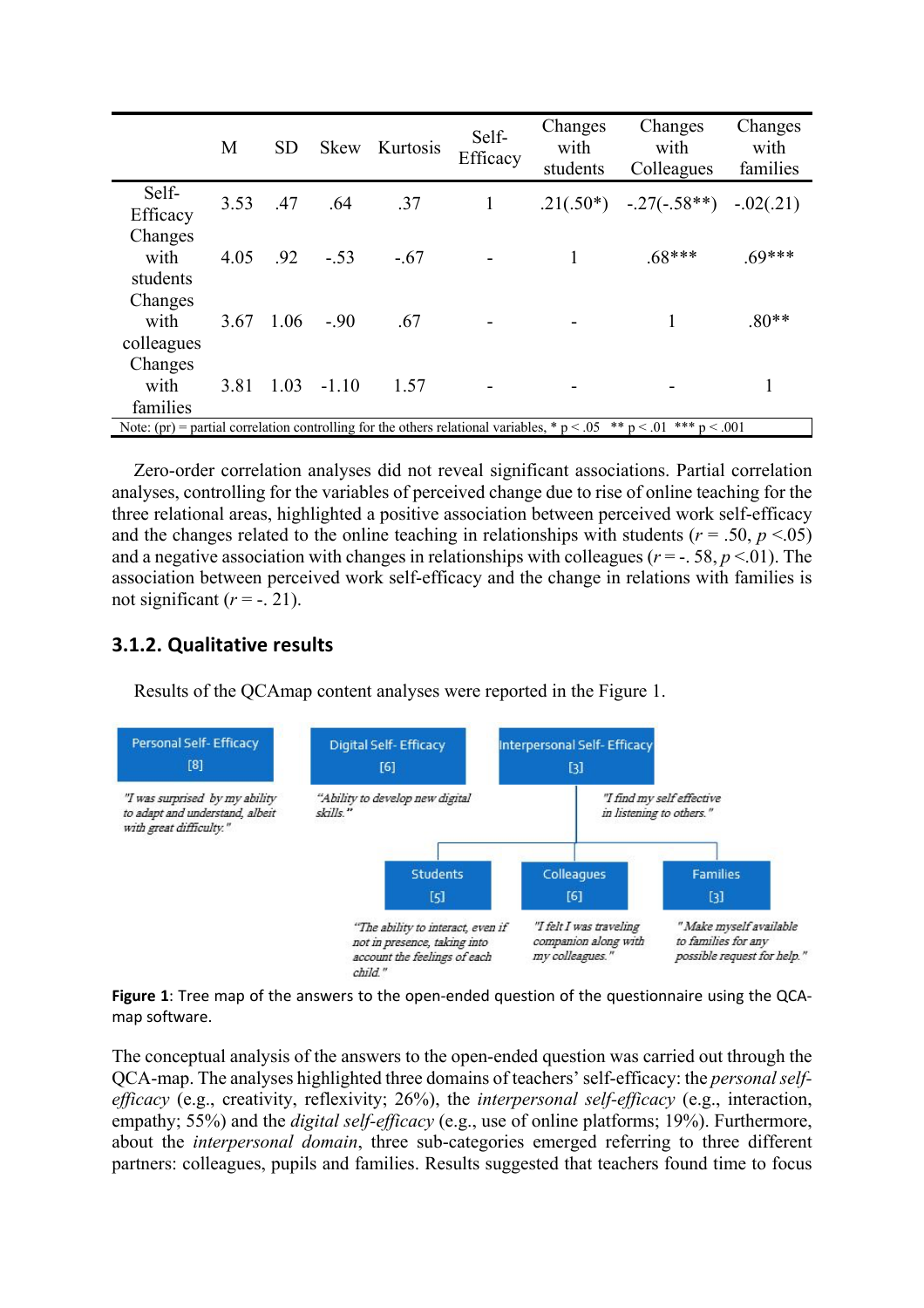| | M | SD | Skew | Kurtosis | Self-Efficacy | Changes with students | Changes with Colleagues | Changes with families |
|---|---|---|---|---|---|---|---|---|
| Self-Efficacy | 3.53 | .47 | .64 | .37 | 1 | .21(.50*) | -.27(-.58**) | -.02(.21) |
| Changes with students | 4.05 | .92 | -.53 | -.67 | - | 1 | .68*** | .69*** |
| Changes with colleagues | 3.67 | 1.06 | -.90 | .67 | - | - | 1 | .80** |
| Changes with families | 3.81 | 1.03 | -1.10 | 1.57 | - | - | - | 1 |

Note: (pr) = partial correlation controlling for the others relational variables, * $p < .05$ ** $p < .01$ *** $p < .001$

Zero-order correlation analyses did not reveal significant associations. Partial correlation analyses, controlling for the variables of perceived change due to rise of online teaching for the three relational areas, highlighted a positive association between perceived work self-efficacy and the changes related to the online teaching in relationships with students ($r = .50$, $p < .05$) and a negative association with changes in relationships with colleagues ($r = -.58$, $p < .01$). The association between perceived work self-efficacy and the change in relations with families is not significant ($r = -.21$).

### 3.1.2. Qualitative results

Results of the QCAmap content analyses were reported in the Figure 1.

Personal Self- Efficacy [8] — *"I was surprised by my ability to adapt and understand, albeit with great difficulty."*

Digital Self- Efficacy [6] — *"Ability to develop new digital skills."*

Interpersonal Self- Efficacy [3] — *"I find my self effective in listening to others."*

- Students [5] — *"The ability to interact, even if not in presence, taking into account the feelings of each child."*
- Colleagues [6] — *"I felt I was traveling companion along with my colleagues."*
- Families [3] — *"Make myself available to families for any possible request for help."*

**Figure 1**: Tree map of the answers to the open-ended question of the questionnaire using the QCA-map software.

The conceptual analysis of the answers to the open-ended question was carried out through the QCA-map. The analyses highlighted three domains of teachers' self-efficacy: the *personal self-efficacy* (e.g., creativity, reflexivity; 26%), the *interpersonal self-efficacy* (e.g., interaction, empathy; 55%) and the *digital self-efficacy* (e.g., use of online platforms; 19%). Furthermore, about the *interpersonal domain*, three sub-categories emerged referring to three different partners: colleagues, pupils and families. Results suggested that teachers found time to focus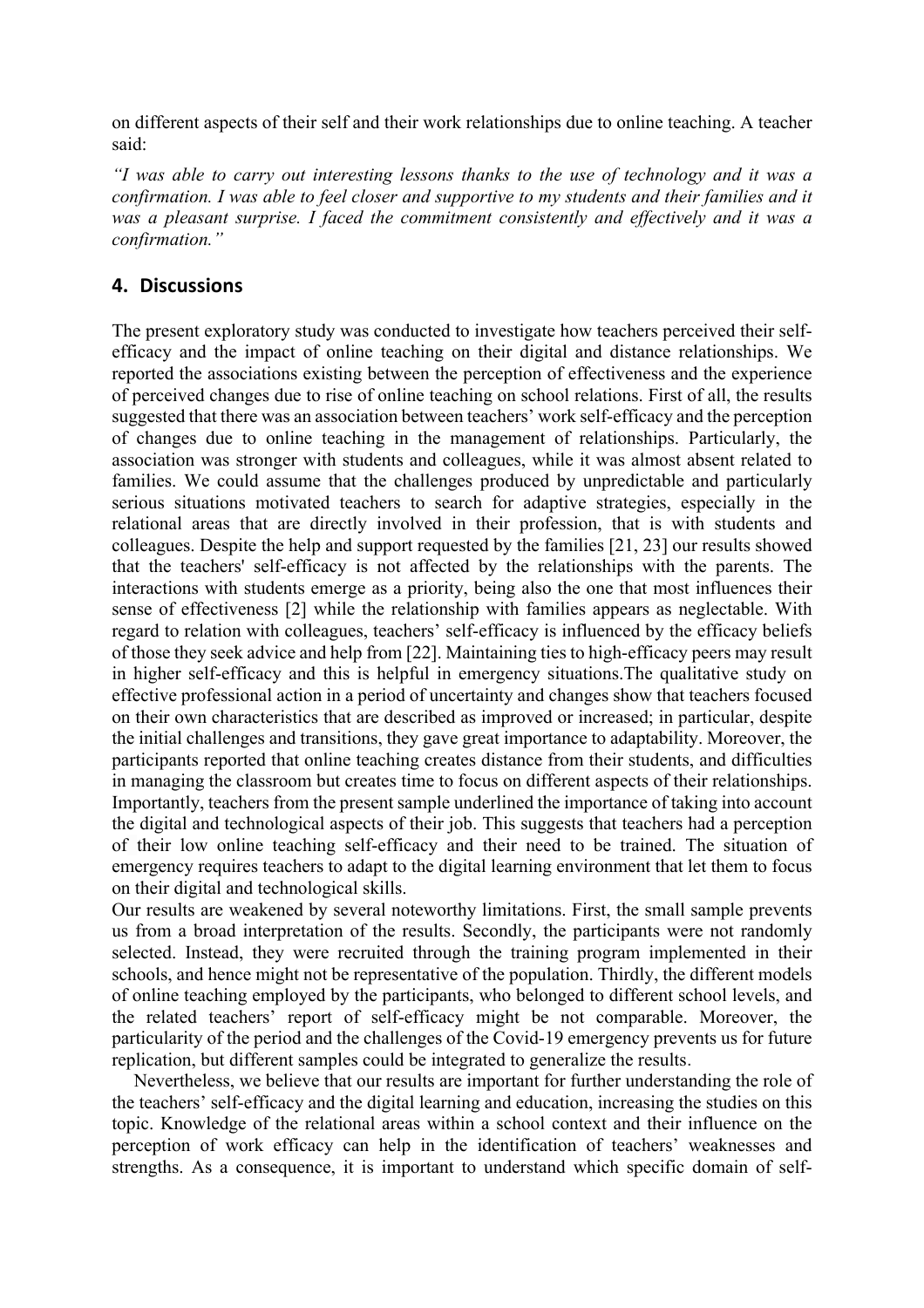on different aspects of their self and their work relationships due to online teaching. A teacher said:

*"I was able to carry out interesting lessons thanks to the use of technology and it was a confirmation. I was able to feel closer and supportive to my students and their families and it was a pleasant surprise. I faced the commitment consistently and effectively and it was a confirmation."*

## 4. Discussions

The present exploratory study was conducted to investigate how teachers perceived their self-efficacy and the impact of online teaching on their digital and distance relationships. We reported the associations existing between the perception of effectiveness and the experience of perceived changes due to rise of online teaching on school relations. First of all, the results suggested that there was an association between teachers' work self-efficacy and the perception of changes due to online teaching in the management of relationships. Particularly, the association was stronger with students and colleagues, while it was almost absent related to families. We could assume that the challenges produced by unpredictable and particularly serious situations motivated teachers to search for adaptive strategies, especially in the relational areas that are directly involved in their profession, that is with students and colleagues. Despite the help and support requested by the families [21, 23] our results showed that the teachers' self-efficacy is not affected by the relationships with the parents. The interactions with students emerge as a priority, being also the one that most influences their sense of effectiveness [2] while the relationship with families appears as neglectable. With regard to relation with colleagues, teachers' self-efficacy is influenced by the efficacy beliefs of those they seek advice and help from [22]. Maintaining ties to high-efficacy peers may result in higher self-efficacy and this is helpful in emergency situations.The qualitative study on effective professional action in a period of uncertainty and changes show that teachers focused on their own characteristics that are described as improved or increased; in particular, despite the initial challenges and transitions, they gave great importance to adaptability. Moreover, the participants reported that online teaching creates distance from their students, and difficulties in managing the classroom but creates time to focus on different aspects of their relationships. Importantly, teachers from the present sample underlined the importance of taking into account the digital and technological aspects of their job. This suggests that teachers had a perception of their low online teaching self-efficacy and their need to be trained. The situation of emergency requires teachers to adapt to the digital learning environment that let them to focus on their digital and technological skills.

Our results are weakened by several noteworthy limitations. First, the small sample prevents us from a broad interpretation of the results. Secondly, the participants were not randomly selected. Instead, they were recruited through the training program implemented in their schools, and hence might not be representative of the population. Thirdly, the different models of online teaching employed by the participants, who belonged to different school levels, and the related teachers' report of self-efficacy might be not comparable. Moreover, the particularity of the period and the challenges of the Covid-19 emergency prevents us for future replication, but different samples could be integrated to generalize the results.

Nevertheless, we believe that our results are important for further understanding the role of the teachers' self-efficacy and the digital learning and education, increasing the studies on this topic. Knowledge of the relational areas within a school context and their influence on the perception of work efficacy can help in the identification of teachers' weaknesses and strengths. As a consequence, it is important to understand which specific domain of self-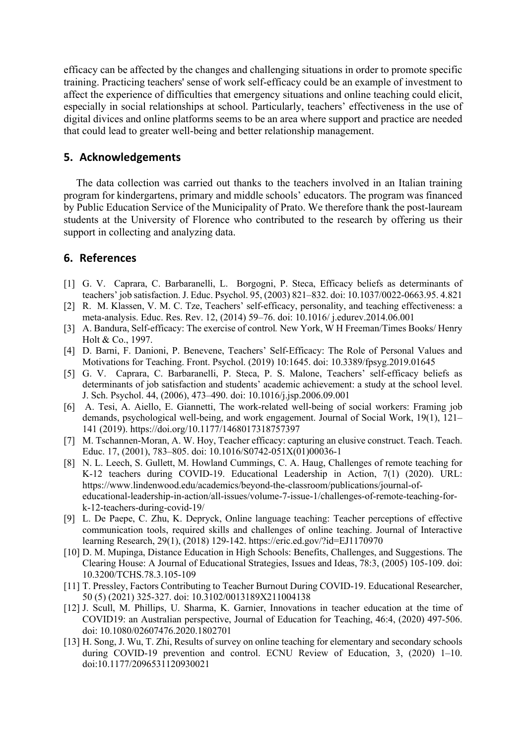efficacy can be affected by the changes and challenging situations in order to promote specific training. Practicing teachers' sense of work self-efficacy could be an example of investment to affect the experience of difficulties that emergency situations and online teaching could elicit, especially in social relationships at school. Particularly, teachers' effectiveness in the use of digital divices and online platforms seems to be an area where support and practice are needed that could lead to greater well-being and better relationship management.

## 5. Acknowledgements

The data collection was carried out thanks to the teachers involved in an Italian training program for kindergartens, primary and middle schools' educators. The program was financed by Public Education Service of the Municipality of Prato. We therefore thank the post-lauream students at the University of Florence who contributed to the research by offering us their support in collecting and analyzing data.

## 6. References

[1] G. V. Caprara, C. Barbaranelli, L. Borgogni, P. Steca, Efficacy beliefs as determinants of teachers' job satisfaction. J. Educ. Psychol. 95, (2003) 821–832. doi: 10.1037/0022-0663.95. 4.821

[2] R. M. Klassen, V. M. C. Tze, Teachers' self-efficacy, personality, and teaching effectiveness: a meta-analysis. Educ. Res. Rev. 12, (2014) 59–76. doi: 10.1016/ j.edurev.2014.06.001

[3] A. Bandura, Self-efficacy: The exercise of control*.* New York, W H Freeman/Times Books/ Henry Holt & Co., 1997.

[4] D. Barni, F. Danioni, P. Benevene, Teachers' Self-Efficacy: The Role of Personal Values and Motivations for Teaching. Front. Psychol. (2019) 10:1645. doi: 10.3389/fpsyg.2019.01645

[5] G. V. Caprara, C. Barbaranelli, P. Steca, P. S. Malone, Teachers' self-efficacy beliefs as determinants of job satisfaction and students' academic achievement: a study at the school level. J. Sch. Psychol. 44, (2006), 473–490. doi: 10.1016/j.jsp.2006.09.001

[6] A. Tesi, A. Aiello, E. Giannetti, The work-related well-being of social workers: Framing job demands, psychological well-being, and work engagement. Journal of Social Work, 19(1), 121–141 (2019). https://doi.org/10.1177/1468017318757397

[7] M. Tschannen-Moran, A. W. Hoy, Teacher efficacy: capturing an elusive construct. Teach. Teach. Educ. 17, (2001), 783–805. doi: 10.1016/S0742-051X(01)00036-1

[8] N. L. Leech, S. Gullett, M. Howland Cummings, C. A. Haug, Challenges of remote teaching for K-12 teachers during COVID-19. Educational Leadership in Action, 7(1) (2020). URL: https://www.lindenwood.edu/academics/beyond-the-classroom/publications/journal-of-educational-leadership-in-action/all-issues/volume-7-issue-1/challenges-of-remote-teaching-for-k-12-teachers-during-covid-19/

[9] L. De Paepe, C. Zhu, K. Depryck, Online language teaching: Teacher perceptions of effective communication tools, required skills and challenges of online teaching. Journal of Interactive learning Research, 29(1), (2018) 129-142. https://eric.ed.gov/?id=EJ1170970

[10] D. M. Mupinga, Distance Education in High Schools: Benefits, Challenges, and Suggestions. The Clearing House: A Journal of Educational Strategies, Issues and Ideas, 78:3, (2005) 105-109. doi: 10.3200/TCHS.78.3.105-109

[11] T. Pressley, Factors Contributing to Teacher Burnout During COVID-19. Educational Researcher, 50 (5) (2021) 325-327. doi: 10.3102/0013189X211004138

[12] J. Scull, M. Phillips, U. Sharma, K. Garnier, Innovations in teacher education at the time of COVID19: an Australian perspective, Journal of Education for Teaching, 46:4, (2020) 497-506. doi: 10.1080/02607476.2020.1802701

[13] H. Song, J. Wu, T. Zhi, Results of survey on online teaching for elementary and secondary schools during COVID-19 prevention and control. ECNU Review of Education, 3, (2020) 1–10. doi:10.1177/2096531120930021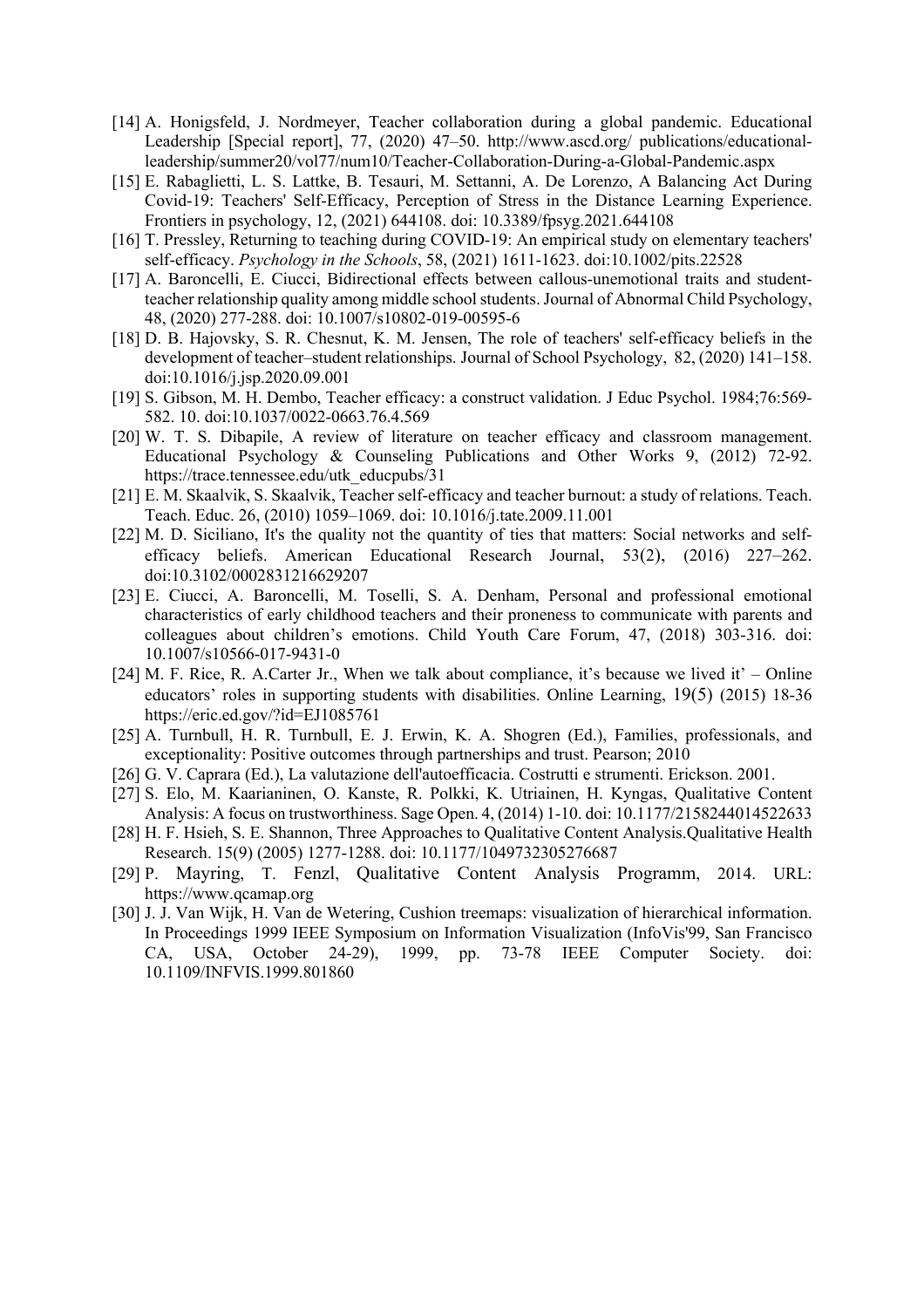[14] A. Honigsfeld, J. Nordmeyer, Teacher collaboration during a global pandemic. Educational Leadership [Special report], 77, (2020) 47–50. http://www.ascd.org/ publications/educational-leadership/summer20/vol77/num10/Teacher-Collaboration-During-a-Global-Pandemic.aspx

[15] E. Rabaglietti, L. S. Lattke, B. Tesauri, M. Settanni, A. De Lorenzo, A Balancing Act During Covid-19: Teachers' Self-Efficacy, Perception of Stress in the Distance Learning Experience. Frontiers in psychology, 12, (2021) 644108. doi: 10.3389/fpsyg.2021.644108

[16] T. Pressley, Returning to teaching during COVID-19: An empirical study on elementary teachers' self-efficacy. *Psychology in the Schools*, 58, (2021) 1611-1623. doi:10.1002/pits.22528

[17] A. Baroncelli, E. Ciucci, Bidirectional effects between callous-unemotional traits and student-teacher relationship quality among middle school students. Journal of Abnormal Child Psychology, 48, (2020) 277-288. doi: 10.1007/s10802-019-00595-6

[18] D. B. Hajovsky, S. R. Chesnut, K. M. Jensen, The role of teachers' self-efficacy beliefs in the development of teacher–student relationships. Journal of School Psychology, 82, (2020) 141–158. doi:10.1016/j.jsp.2020.09.001

[19] S. Gibson, M. H. Dembo, Teacher efficacy: a construct validation. J Educ Psychol. 1984;76:569-582. 10. doi:10.1037/0022-0663.76.4.569

[20] W. T. S. Dibapile, A review of literature on teacher efficacy and classroom management. Educational Psychology & Counseling Publications and Other Works 9, (2012) 72-92. https://trace.tennessee.edu/utk_educpubs/31

[21] E. M. Skaalvik, S. Skaalvik, Teacher self-efficacy and teacher burnout: a study of relations. Teach. Teach. Educ. 26, (2010) 1059–1069. doi: 10.1016/j.tate.2009.11.001

[22] M. D. Siciliano, It's the quality not the quantity of ties that matters: Social networks and self-efficacy beliefs. American Educational Research Journal, 53(2), (2016) 227–262. doi:10.3102/0002831216629207

[23] E. Ciucci, A. Baroncelli, M. Toselli, S. A. Denham, Personal and professional emotional characteristics of early childhood teachers and their proneness to communicate with parents and colleagues about children's emotions. Child Youth Care Forum, 47, (2018) 303-316. doi: 10.1007/s10566-017-9431-0

[24] M. F. Rice, R. A.Carter Jr., When we talk about compliance, it's because we lived it' – Online educators' roles in supporting students with disabilities. Online Learning, 19(5) (2015) 18-36 https://eric.ed.gov/?id=EJ1085761

[25] A. Turnbull, H. R. Turnbull, E. J. Erwin, K. A. Shogren (Ed.), Families, professionals, and exceptionality: Positive outcomes through partnerships and trust. Pearson; 2010

[26] G. V. Caprara (Ed.), La valutazione dell'autoefficacia. Costrutti e strumenti. Erickson. 2001.

[27] S. Elo, M. Kaarianinen, O. Kanste, R. Polkki, K. Utriainen, H. Kyngas, Qualitative Content Analysis: A focus on trustworthiness. Sage Open. 4, (2014) 1-10. doi: 10.1177/2158244014522633

[28] H. F. Hsieh, S. E. Shannon, Three Approaches to Qualitative Content Analysis.Qualitative Health Research. 15(9) (2005) 1277-1288. doi: 10.1177/1049732305276687

[29] P. Mayring, T. Fenzl, Qualitative Content Analysis Programm, 2014. URL: https://www.qcamap.org

[30] J. J. Van Wijk, H. Van de Wetering, Cushion treemaps: visualization of hierarchical information. In Proceedings 1999 IEEE Symposium on Information Visualization (InfoVis'99, San Francisco CA, USA, October 24-29), 1999, pp. 73-78 IEEE Computer Society. doi: 10.1109/INFVIS.1999.801860